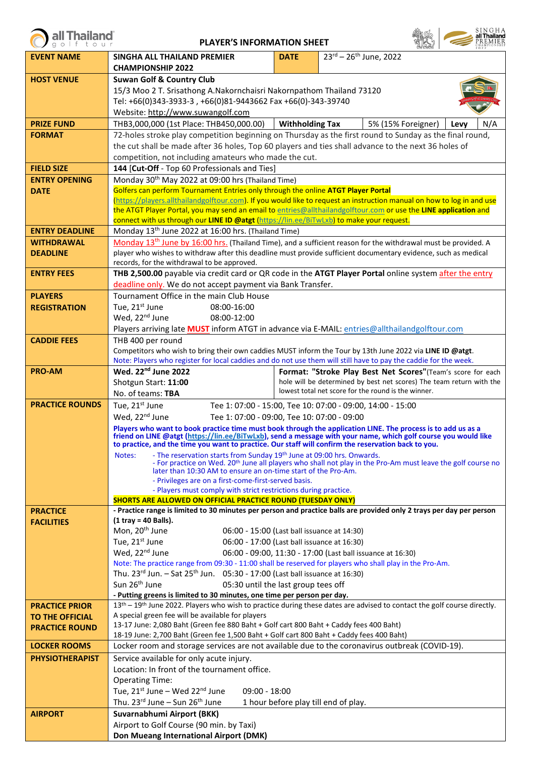# PLAYER'S INFORMATION SHEET

| | | | | | | |
|---|---|---|---|---|---|---|
| **EVENT NAME** | **SINGHA ALL THAILAND PREMIER CHAMPIONSHIP 2022** | | **DATE** | 23rd – 26th June, 2022 | | |
| **HOST VENUE** | **Suwan Golf & Country Club**<br>15/3 Moo 2 T. Srisathong A.Nakornchaisri Nakornpathom Thailand 73120<br>Tel: +66(0)343-3933-3 , +66(0)81-9443662 Fax +66(0)-343-39740<br>Website: http://www.suwangolf.com | | | | | |
| **PRIZE FUND** | THB3,000,000 (1st Place: THB450,000.00) | | **Withholding Tax** | 5% (15% Foreigner) | **Levy** | N/A |
| **FORMAT** | 72-holes stroke play competition beginning on Thursday as the first round to Sunday as the final round, the cut shall be made after 36 holes, Top 60 players and ties shall advance to the next 36 holes of competition, not including amateurs who made the cut. | | | | | |
| **FIELD SIZE** | **144** [**Cut-Off** - Top 60 Professionals and Ties] | | | | | |
| **ENTRY OPENING DATE** | Monday 30th May 2022 at 09:00 hrs (Thailand Time)<br>Golfers can perform Tournament Entries only through the online **ATGT Player Portal** (https://players.allthailandgolftour.com). If you would like to request an instruction manual on how to log in and use the ATGT Player Portal, you may send an email to entries@allthailandgolftour.com or use the **LINE application** and connect with us through our **LINE ID @atgt** (https://lin.ee/BiTwLxb) to make your request. | | | | | |
| **ENTRY DEADLINE** | Monday 13th June 2022 at 16:00 hrs. (Thailand Time) | | | | | |
| **WITHDRAWAL DEADLINE** | Monday 13th June by 16:00 hrs. (Thailand Time), and a sufficient reason for the withdrawal must be provided. A player who wishes to withdraw after this deadline must provide sufficient documentary evidence, such as medical records, for the withdrawal to be approved. | | | | | |
| **ENTRY FEES** | **THB 2,500.00** payable via credit card or QR code in the **ATGT Player Portal** online system after the entry deadline only. We do not accept payment via Bank Transfer. | | | | | |
| **PLAYERS REGISTRATION** | Tournament Office in the main Club House<br>Tue, 21st June 08:00-16:00<br>Wed, 22nd June 08:00-12:00<br>Players arriving late **MUST** inform ATGT in advance via E-MAIL: entries@allthailandgolftour.com | | | | | |
| **CADDIE FEES** | THB 400 per round<br>Competitors who wish to bring their own caddies MUST inform the Tour by 13th June 2022 via **LINE ID @atgt**.<br>Note: Players who register for local caddies and do not use them will still have to pay the caddie for the week. | | | | | |
| **PRO-AM** | **Wed. 22nd June 2022**<br>Shotgun Start: **11:00**<br>No. of teams: **TBA** | | **Format: "Stroke Play Best Net Scores"**(Team's score for each hole will be determined by best net scores) The team return with the lowest total net score for the round is the winner. | | | |
| **PRACTICE ROUNDS** | Tue, 21st June Tee 1: 07:00 - 15:00, Tee 10: 07:00 - 09:00, 14:00 - 15:00<br>Wed, 22nd June Tee 1: 07:00 - 09:00, Tee 10: 07:00 - 09:00<br>**Players who want to book practice time must book through the application LINE. The process is to add us as a friend on LINE @atgt (https://lin.ee/BiTwLxb), send a message with your name, which golf course you would like to practice, and the time you want to practice. Our staff will confirm the reservation back to you.**<br>Notes: - The reservation starts from Sunday 19th June at 09:00 hrs. Onwards.<br>- For practice on Wed. 20th June all players who shall not play in the Pro-Am must leave the golf course no later than 10:30 AM to ensure an on-time start of the Pro-Am.<br>- Privileges are on a first-come-first-served basis.<br>- Players must comply with strict restrictions during practice.<br>**SHORTS ARE ALLOWED ON OFFICIAL PRACTICE ROUND (TUESDAY ONLY)** | | | | | |
| **PRACTICE FACILITIES** | **- Practice range is limited to 30 minutes per person and practice balls are provided only 2 trays per day per person (1 tray = 40 Balls).**<br>Mon, 20th June 06:00 - 15:00 (Last ball issuance at 14:30)<br>Tue, 21st June 06:00 - 17:00 (Last ball issuance at 16:30)<br>Wed, 22nd June 06:00 - 09:00, 11:30 - 17:00 (Last ball issuance at 16:30)<br>Note: The practice range from 09:30 - 11:00 shall be reserved for players who shall play in the Pro-Am.<br>Thu. 23rd Jun. – Sat 25th Jun. 05:30 - 17:00 (Last ball issuance at 16:30)<br>Sun 26th June 05:30 until the last group tees off<br>**- Putting greens is limited to 30 minutes, one time per person per day.** | | | | | |
| **PRACTICE PRIOR TO THE OFFICIAL PRACTICE ROUND** | 13th – 19th June 2022. Players who wish to practice during these dates are advised to contact the golf course directly. A special green fee will be available for players<br>13-17 June: 2,080 Baht (Green fee 880 Baht + Golf cart 800 Baht + Caddy fees 400 Baht)<br>18-19 June: 2,700 Baht (Green fee 1,500 Baht + Golf cart 800 Baht + Caddy fees 400 Baht) | | | | | |
| **LOCKER ROOMS** | Locker room and storage services are not available due to the coronavirus outbreak (COVID-19). | | | | | |
| **PHYSIOTHERAPIST** | Service available for only acute injury.<br>Location: In front of the tournament office.<br>Operating Time:<br>Tue, 21st June – Wed 22nd June 09:00 - 18:00<br>Thu. 23rd June – Sun 26th June 1 hour before play till end of play. | | | | | |
| **AIRPORT** | **Suvarnabhumi Airport (BKK)**<br>Airport to Golf Course (90 min. by Taxi)<br>**Don Mueang International Airport (DMK)** | | | | | |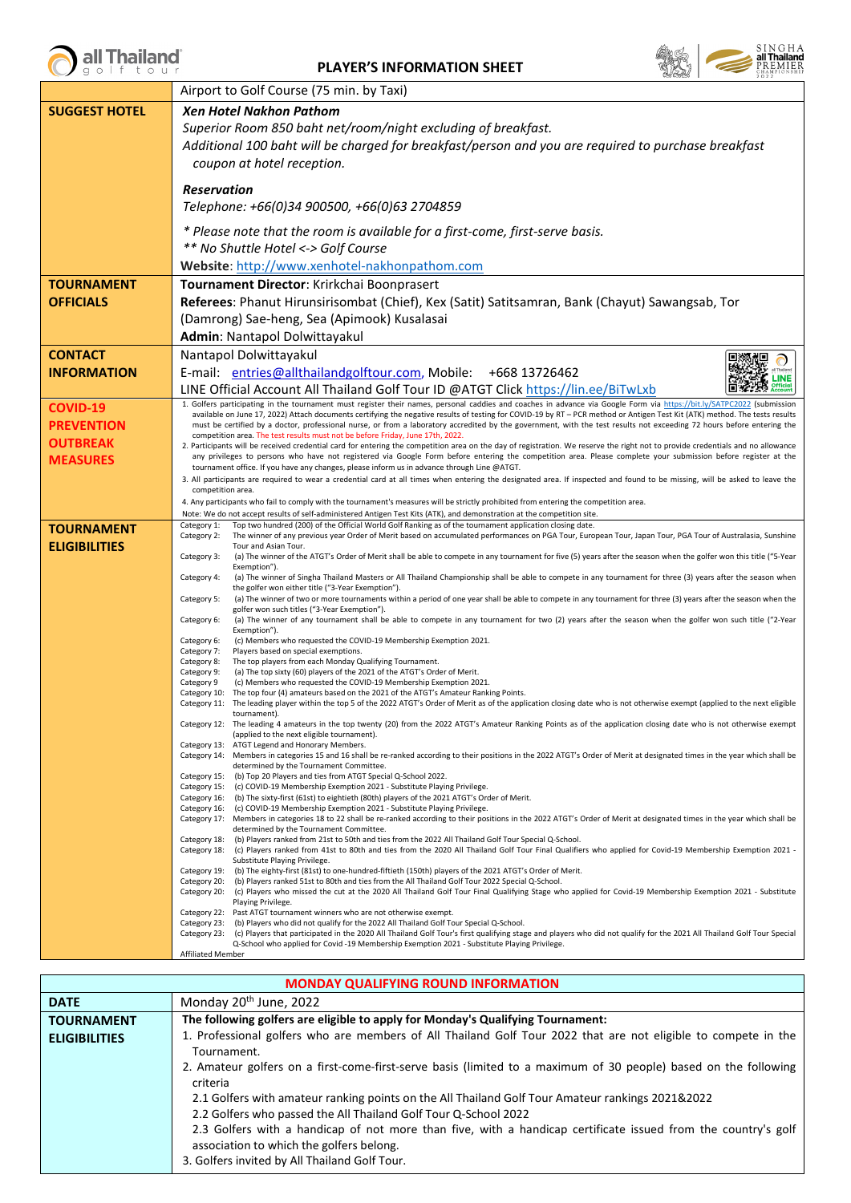## PLAYER'S INFORMATION SHEET

| | |
|---|---|
| | Airport to Golf Course (75 min. by Taxi) |
| **SUGGEST HOTEL** | ***Xen Hotel Nakhon Pathom***<br>*Superior Room 850 baht net/room/night excluding of breakfast.*<br>*Additional 100 baht will be charged for breakfast/person and you are required to purchase breakfast coupon at hotel reception.*<br><br>***Reservation***<br>*Telephone: +66(0)34 900500, +66(0)63 2704859*<br><br>*\* Please note that the room is available for a first-come, first-serve basis.*<br>*\*\* No Shuttle Hotel <-> Golf Course*<br>**Website**: http://www.xenhotel-nakhonpathom.com |
| **TOURNAMENT OFFICIALS** | **Tournament Director**: Krirkchai Boonprasert<br>**Referees**: Phanut Hirunsirisombat (Chief), Kex (Satit) Satitsamran, Bank (Chayut) Sawangsab, Tor (Damrong) Sae-heng, Sea (Apimook) Kusalasai<br>**Admin**: Nantapol Dolwittayakul |
| **CONTACT INFORMATION** | Nantapol Dolwittayakul<br>E-mail: entries@allthailandgolftour.com, Mobile: +668 13726462<br>LINE Official Account All Thailand Golf Tour ID @ATGT Click https://lin.ee/BiTwLxb |
| **COVID-19 PREVENTION OUTBREAK MEASURES** | 1. Golfers participating in the tournament must register their names, personal caddies and coaches in advance via Google Form via https://bit.ly/SATPC2022 (submission available on June 17, 2022) Attach documents certifying the negative results of testing for COVID-19 by RT – PCR method or Antigen Test Kit (ATK) method. The tests results must be certified by a doctor, professional nurse, or from a laboratory accredited by the government, with the test results not exceeding 72 hours before entering the competition area. The test results must not be before Friday, June 17th, 2022.<br>2. Participants will be received credential card for entering the competition area on the day of registration. We reserve the right not to provide credentials and no allowance any privileges to persons who have not registered via Google Form before entering the competition area. Please complete your submission before register at the tournament office. If you have any changes, please inform us in advance through Line @ATGT.<br>3. All participants are required to wear a credential card at all times when entering the designated area. If inspected and found to be missing, will be asked to leave the competition area.<br>4. Any participants who fail to comply with the tournament's measures will be strictly prohibited from entering the competition area.<br>Note: We do not accept results of self-administered Antigen Test Kits (ATK), and demonstration at the competition site. |
| **TOURNAMENT ELIGIBILITIES** | Category 1: Top two hundred (200) of the Official World Golf Ranking as of the tournament application closing date.<br>Category 2: The winner of any previous year Order of Merit based on accumulated performances on PGA Tour, European Tour, Japan Tour, PGA Tour of Australasia, Sunshine Tour and Asian Tour.<br>Category 3: (a) The winner of the ATGT's Order of Merit shall be able to compete in any tournament for five (5) years after the season when the golfer won this title ("5-Year Exemption").<br>Category 4: (a) The winner of Singha Thailand Masters or All Thailand Championship shall be able to compete in any tournament for three (3) years after the season when the golfer won either title ("3-Year Exemption").<br>Category 5: (a) The winner of two or more tournaments within a period of one year shall be able to compete in any tournament for three (3) years after the season when the golfer won such titles ("3-Year Exemption").<br>Category 6: (a) The winner of any tournament shall be able to compete in any tournament for two (2) years after the season when the golfer won such title ("2-Year Exemption").<br>Category 6: (c) Members who requested the COVID-19 Membership Exemption 2021.<br>Category 7: Players based on special exemptions.<br>Category 8: The top players from each Monday Qualifying Tournament.<br>Category 9: (a) The top sixty (60) players of the 2021 of the ATGT's Order of Merit.<br>Category 9 (c) Members who requested the COVID-19 Membership Exemption 2021.<br>Category 10: The top four (4) amateurs based on the 2021 of the ATGT's Amateur Ranking Points.<br>Category 11: The leading player within the top 5 of the 2022 ATGT's Order of Merit as of the application closing date who is not otherwise exempt (applied to the next eligible tournament).<br>Category 12: The leading 4 amateurs in the top twenty (20) from the 2022 ATGT's Amateur Ranking Points as of the application closing date who is not otherwise exempt (applied to the next eligible tournament).<br>Category 13: ATGT Legend and Honorary Members.<br>Category 14: Members in categories 15 and 16 shall be re-ranked according to their positions in the 2022 ATGT's Order of Merit at designated times in the year which shall be determined by the Tournament Committee.<br>Category 15: (b) Top 20 Players and ties from ATGT Special Q-School 2022.<br>Category 15: (c) COVID-19 Membership Exemption 2021 - Substitute Playing Privilege.<br>Category 16: (b) The sixty-first (61st) to eightieth (80th) players of the 2021 ATGT's Order of Merit.<br>Category 16: (c) COVID-19 Membership Exemption 2021 - Substitute Playing Privilege.<br>Category 17: Members in categories 18 to 22 shall be re-ranked according to their positions in the 2022 ATGT's Order of Merit at designated times in the year which shall be determined by the Tournament Committee.<br>Category 18: (b) Players ranked from 21st to 50th and ties from the 2022 All Thailand Golf Tour Special Q-School.<br>Category 18: (c) Players ranked from 41st to 80th and ties from the 2020 All Thailand Golf Tour Final Qualifiers who applied for Covid-19 Membership Exemption 2021 - Substitute Playing Privilege.<br>Category 19: (b) The eighty-first (81st) to one-hundred-fiftieth (150th) players of the 2021 ATGT's Order of Merit.<br>Category 20: (b) Players ranked 51st to 80th and ties from the All Thailand Golf Tour 2022 Special Q-School.<br>Category 20: (c) Players who missed the cut at the 2020 All Thailand Golf Tour Final Qualifying Stage who applied for Covid-19 Membership Exemption 2021 - Substitute Playing Privilege.<br>Category 22: Past ATGT tournament winners who are not otherwise exempt.<br>Category 23: (b) Players who did not qualify for the 2022 All Thailand Golf Tour Special Q-School.<br>Category 23: (c) Players that participated in the 2020 All Thailand Golf Tour's first qualifying stage and players who did not qualify for the 2021 All Thailand Golf Tour Special Q-School who applied for Covid -19 Membership Exemption 2021 - Substitute Playing Privilege.<br>Affiliated Member |

## MONDAY QUALIFYING ROUND INFORMATION

| | |
|---|---|
| **DATE** | Monday 20th June, 2022 |
| **TOURNAMENT ELIGIBILITIES** | **The following golfers are eligible to apply for Monday's Qualifying Tournament:**<br>1. Professional golfers who are members of All Thailand Golf Tour 2022 that are not eligible to compete in the Tournament.<br>2. Amateur golfers on a first-come-first-serve basis (limited to a maximum of 30 people) based on the following criteria<br>2.1 Golfers with amateur ranking points on the All Thailand Golf Tour Amateur rankings 2021&2022<br>2.2 Golfers who passed the All Thailand Golf Tour Q-School 2022<br>2.3 Golfers with a handicap of not more than five, with a handicap certificate issued from the country's golf association to which the golfers belong.<br>3. Golfers invited by All Thailand Golf Tour. |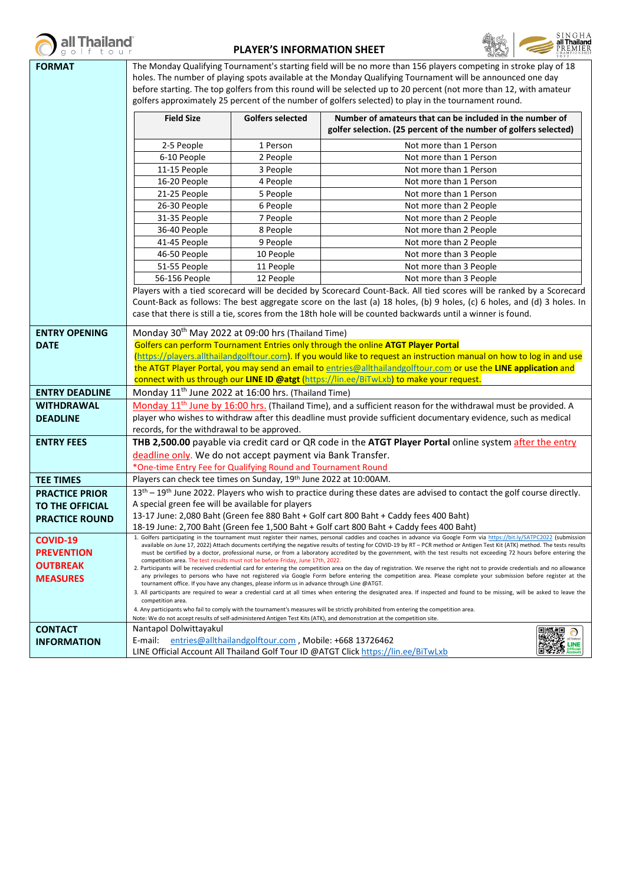# PLAYER'S INFORMATION SHEET

| | |
|---|---|
| **FORMAT** | The Monday Qualifying Tournament's starting field will be no more than 156 players competing in stroke play of 18 holes. The number of playing spots available at the Monday Qualifying Tournament will be announced one day before starting. The top golfers from this round will be selected up to 20 percent (not more than 12, with amateur golfers approximately 25 percent of the number of golfers selected) to play in the tournament round. |

| Field Size | Golfers selected | Number of amateurs that can be included in the number of golfer selection. (25 percent of the number of golfers selected) |
|---|---|---|
| 2-5 People | 1 Person | Not more than 1 Person |
| 6-10 People | 2 People | Not more than 1 Person |
| 11-15 People | 3 People | Not more than 1 Person |
| 16-20 People | 4 People | Not more than 1 Person |
| 21-25 People | 5 People | Not more than 1 Person |
| 26-30 People | 6 People | Not more than 2 People |
| 31-35 People | 7 People | Not more than 2 People |
| 36-40 People | 8 People | Not more than 2 People |
| 41-45 People | 9 People | Not more than 2 People |
| 46-50 People | 10 People | Not more than 3 People |
| 51-55 People | 11 People | Not more than 3 People |
| 56-156 People | 12 People | Not more than 3 People |

Players with a tied scorecard will be decided by Scorecard Count-Back. All tied scores will be ranked by a Scorecard Count-Back as follows: The best aggregate score on the last (a) 18 holes, (b) 9 holes, (c) 6 holes, and (d) 3 holes. In case that there is still a tie, scores from the 18th hole will be counted backwards until a winner is found.

| | |
|---|---|
| **ENTRY OPENING DATE** | Monday 30th May 2022 at 09:00 hrs (Thailand Time)<br>Golfers can perform Tournament Entries only through the online **ATGT Player Portal** (https://players.allthailandgolftour.com). If you would like to request an instruction manual on how to log in and use the ATGT Player Portal, you may send an email to entries@allthailandgolftour.com or use the **LINE application** and connect with us through our **LINE ID @atgt** (https://lin.ee/BiTwLxb) to make your request. |
| **ENTRY DEADLINE** | Monday 11th June 2022 at 16:00 hrs. (Thailand Time) |
| **WITHDRAWAL DEADLINE** | Monday 11th June by 16:00 hrs. (Thailand Time), and a sufficient reason for the withdrawal must be provided. A player who wishes to withdraw after this deadline must provide sufficient documentary evidence, such as medical records, for the withdrawal to be approved. |
| **ENTRY FEES** | **THB 2,500.00** payable via credit card or QR code in the **ATGT Player Portal** online system after the entry deadline only. We do not accept payment via Bank Transfer.<br>*One-time Entry Fee for Qualifying Round and Tournament Round |
| **TEE TIMES** | Players can check tee times on Sunday, 19th June 2022 at 10:00AM. |
| **PRACTICE PRIOR TO THE OFFICIAL PRACTICE ROUND** | 13th – 19th June 2022. Players who wish to practice during these dates are advised to contact the golf course directly. A special green fee will be available for players<br>13-17 June: 2,080 Baht (Green fee 880 Baht + Golf cart 800 Baht + Caddy fees 400 Baht)<br>18-19 June: 2,700 Baht (Green fee 1,500 Baht + Golf cart 800 Baht + Caddy fees 400 Baht) |
| **COVID-19 PREVENTION OUTBREAK MEASURES** | 1. Golfers participating in the tournament must register their names, personal caddies and coaches in advance via Google Form via https://bit.ly/SATPC2022 (submission available on June 17, 2022) Attach documents certifying the negative results of testing for COVID-19 by RT – PCR method or Antigen Test Kit (ATK) method. The tests results must be certified by a doctor, professional nurse, or from a laboratory accredited by the government, with the test results not exceeding 72 hours before entering the competition area. The test results must not be before Friday, June 17th, 2022.<br>2. Participants will be received credential card for entering the competition area on the day of registration. We reserve the right not to provide credentials and no allowance any privileges to persons who have not registered via Google Form before entering the competition area. Please complete your submission before register at the tournament office. If you have any changes, please inform us in advance through Line @ATGT.<br>3. All participants are required to wear a credential card at all times when entering the designated area. If inspected and found to be missing, will be asked to leave the competition area.<br>4. Any participants who fail to comply with the tournament's measures will be strictly prohibited from entering the competition area.<br>Note: We do not accept results of self-administered Antigen Test Kits (ATK), and demonstration at the competition site. |
| **CONTACT INFORMATION** | Nantapol Dolwittayakul<br>E-mail: entries@allthailandgolftour.com , Mobile: +668 13726462<br>LINE Official Account All Thailand Golf Tour ID @ATGT Click https://lin.ee/BiTwLxb |